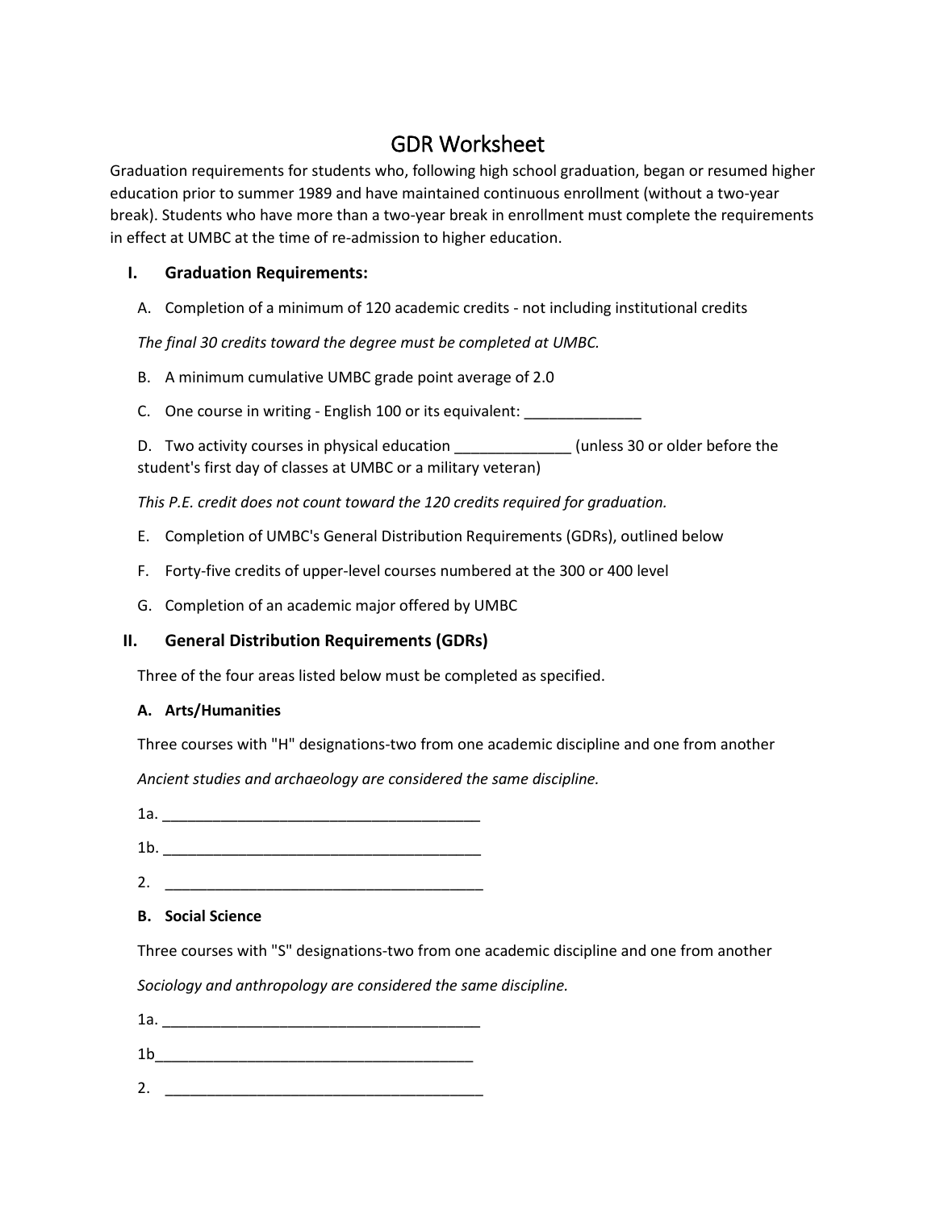# GDR Worksheet

Graduation requirements for students who, following high school graduation, began or resumed higher education prior to summer 1989 and have maintained continuous enrollment (without a two-year break). Students who have more than a two-year break in enrollment must complete the requirements in effect at UMBC at the time of re-admission to higher education.

## I. Graduation Requirements:

A. Completion of a minimum of 120 academic credits - not including institutional credits

*The final 30 credits toward the degree must be completed at UMBC.*

B. A minimum cumulative UMBC grade point average of 2.0

C. One course in writing - English 100 or its equivalent: ______________

D. Two activity courses in physical education ______________ (unless 30 or older before the student's first day of classes at UMBC or a military veteran)

*This P.E. credit does not count toward the 120 credits required for graduation.*

E. Completion of UMBC's General Distribution Requirements (GDRs), outlined below

F. Forty-five credits of upper-level courses numbered at the 300 or 400 level

G. Completion of an academic major offered by UMBC

## II. General Distribution Requirements (GDRs)

Three of the four areas listed below must be completed as specified.

### A. Arts/Humanities

Three courses with "H" designations-two from one academic discipline and one from another

*Ancient studies and archaeology are considered the same discipline.*

1a. ______________________________________

1b. ______________________________________

2. ______________________________________

### B. Social Science

Three courses with "S" designations-two from one academic discipline and one from another

*Sociology and anthropology are considered the same discipline.*

1a. ______________________________________

1b______________________________________

2. ______________________________________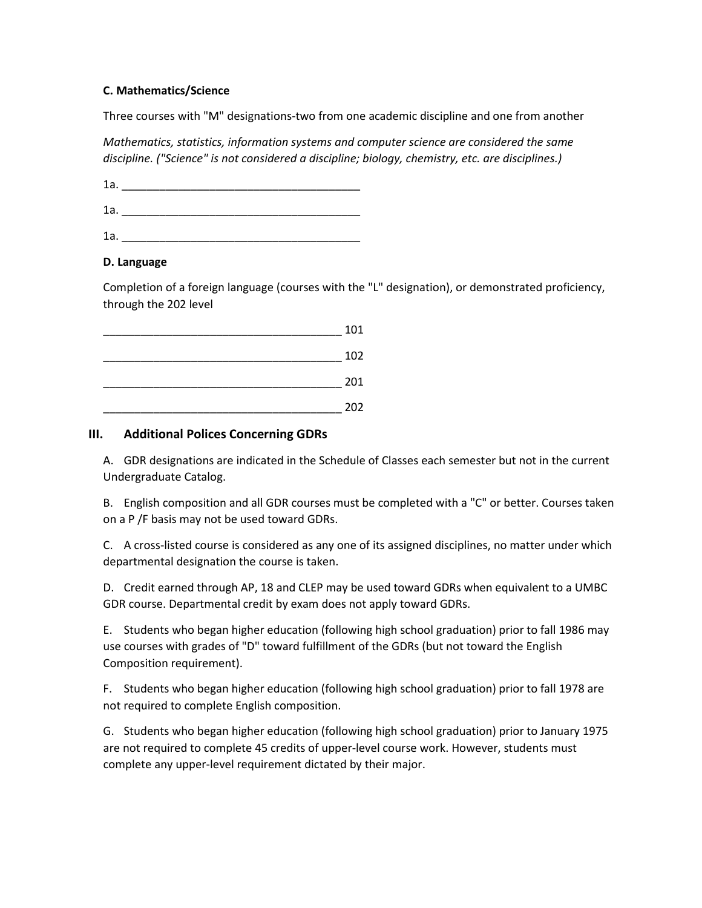**C. Mathematics/Science**

Three courses with "M" designations-two from one academic discipline and one from another

*Mathematics, statistics, information systems and computer science are considered the same discipline. ("Science" is not considered a discipline; biology, chemistry, etc. are disciplines.)*

1a. ______________________________________

1a. ______________________________________

1a. ______________________________________

**D. Language**

Completion of a foreign language (courses with the "L" designation), or demonstrated proficiency, through the 202 level

______________________________________ 101

______________________________________ 102

______________________________________ 201

______________________________________ 202

## III. Additional Polices Concerning GDRs

A. GDR designations are indicated in the Schedule of Classes each semester but not in the current Undergraduate Catalog.

B. English composition and all GDR courses must be completed with a "C" or better. Courses taken on a P /F basis may not be used toward GDRs.

C. A cross-listed course is considered as any one of its assigned disciplines, no matter under which departmental designation the course is taken.

D. Credit earned through AP, 18 and CLEP may be used toward GDRs when equivalent to a UMBC GDR course. Departmental credit by exam does not apply toward GDRs.

E. Students who began higher education (following high school graduation) prior to fall 1986 may use courses with grades of "D" toward fulfillment of the GDRs (but not toward the English Composition requirement).

F. Students who began higher education (following high school graduation) prior to fall 1978 are not required to complete English composition.

G. Students who began higher education (following high school graduation) prior to January 1975 are not required to complete 45 credits of upper-level course work. However, students must complete any upper-level requirement dictated by their major.